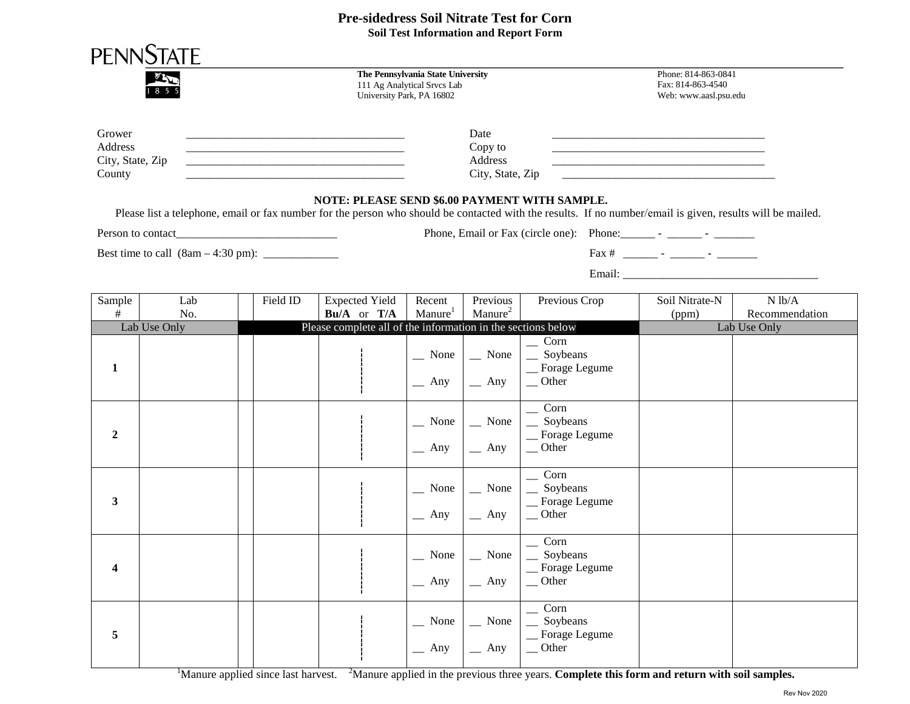# Pre-sidedress Soil Nitrate Test for Corn

## Soil Test Information and Report Form

PENNSTATE

1855

**The Pennsylvania State University**
111 Ag Analytical Srvcs Lab
University Park, PA 16802

Phone: 814-863-0841
Fax: 814-863-4540
Web: www.aasl.psu.edu

Grower ______________________________________
Address ______________________________________
City, State, Zip ______________________________________
County ______________________________________

Date ______________________________________
Copy to ______________________________________
Address ______________________________________
City, State, Zip ______________________________________

**NOTE: PLEASE SEND $6.00 PAYMENT WITH SAMPLE.**

Please list a telephone, email or fax number for the person who should be contacted with the results. If no number/email is given, results will be mailed.

Person to contact____________________________

Phone, Email or Fax (circle one): Phone:______ - ______ - _______

Best time to call (8am – 4:30 pm): _____________

Fax # ______ - ______ - _______

Email: ___________________________________

| Sample # | Lab No. | | Field ID | Expected Yield **Bu/A** or **T/A** | Recent Manure[1] | Previous Manure[2] | Previous Crop | Soil Nitrate-N (ppm) | N lb/A Recommendation |
|---|---|---|---|---|---|---|---|---|---|
| Lab Use Only | | Please complete all of the information in the sections below | | | | | | Lab Use Only | |
| **1** | | | | | __ None __ Any | __ None __ Any | __ Corn __ Soybeans __ Forage Legume __ Other | | |
| **2** | | | | | __ None __ Any | __ None __ Any | __ Corn __ Soybeans __ Forage Legume __ Other | | |
| **3** | | | | | __ None __ Any | __ None __ Any | __ Corn __ Soybeans __ Forage Legume __ Other | | |
| **4** | | | | | __ None __ Any | __ None __ Any | __ Corn __ Soybeans __ Forage Legume __ Other | | |
| **5** | | | | | __ None __ Any | __ None __ Any | __ Corn __ Soybeans __ Forage Legume __ Other | | |

[1]Manure applied since last harvest. [2]Manure applied in the previous three years. **Complete this form and return with soil samples.**

Rev Nov 2020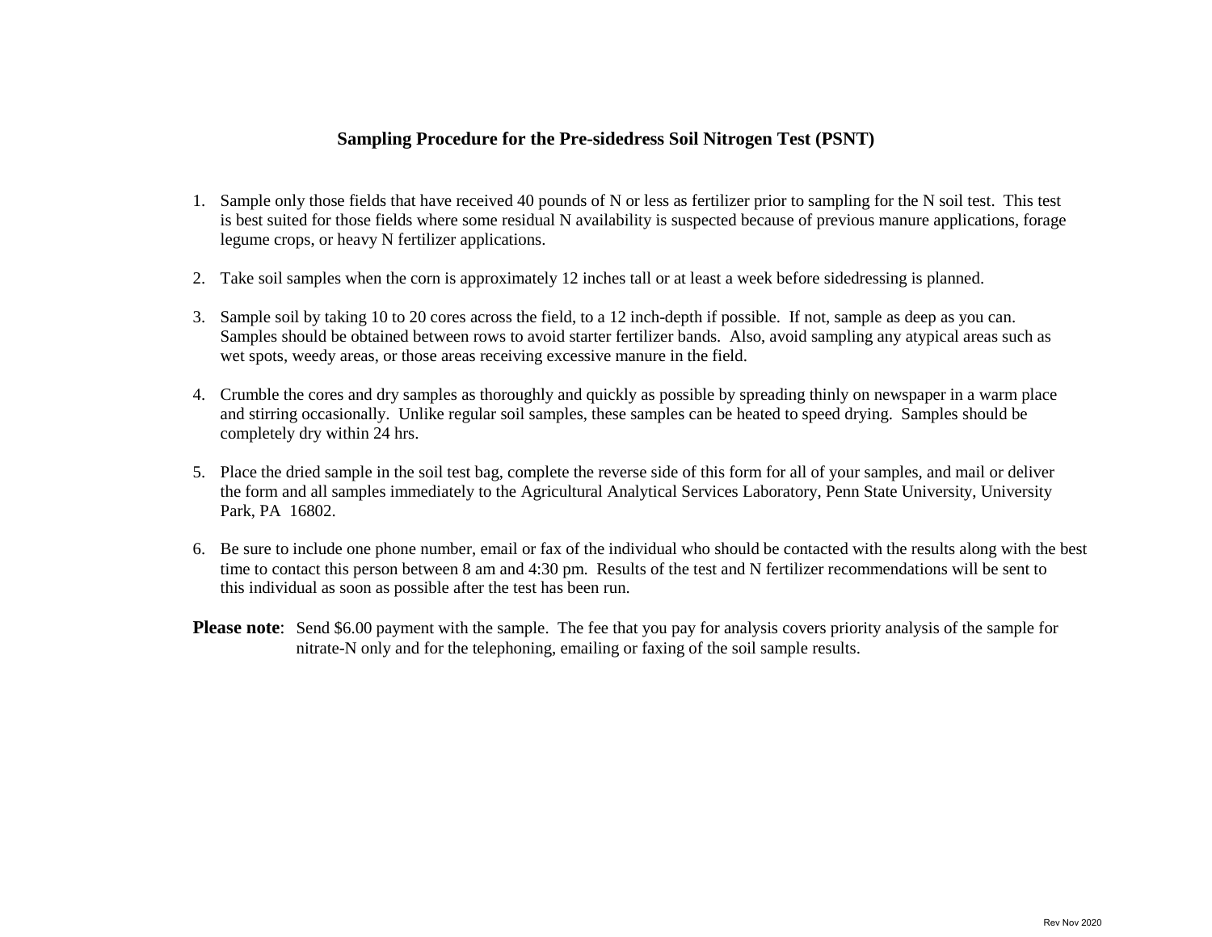## Sampling Procedure for the Pre-sidedress Soil Nitrogen Test (PSNT)

1. Sample only those fields that have received 40 pounds of N or less as fertilizer prior to sampling for the N soil test. This test is best suited for those fields where some residual N availability is suspected because of previous manure applications, forage legume crops, or heavy N fertilizer applications.

2. Take soil samples when the corn is approximately 12 inches tall or at least a week before sidedressing is planned.

3. Sample soil by taking 10 to 20 cores across the field, to a 12 inch-depth if possible. If not, sample as deep as you can. Samples should be obtained between rows to avoid starter fertilizer bands. Also, avoid sampling any atypical areas such as wet spots, weedy areas, or those areas receiving excessive manure in the field.

4. Crumble the cores and dry samples as thoroughly and quickly as possible by spreading thinly on newspaper in a warm place and stirring occasionally. Unlike regular soil samples, these samples can be heated to speed drying. Samples should be completely dry within 24 hrs.

5. Place the dried sample in the soil test bag, complete the reverse side of this form for all of your samples, and mail or deliver the form and all samples immediately to the Agricultural Analytical Services Laboratory, Penn State University, University Park, PA 16802.

6. Be sure to include one phone number, email or fax of the individual who should be contacted with the results along with the best time to contact this person between 8 am and 4:30 pm. Results of the test and N fertilizer recommendations will be sent to this individual as soon as possible after the test has been run.

**Please note**: Send $6.00 payment with the sample. The fee that you pay for analysis covers priority analysis of the sample for nitrate-N only and for the telephoning, emailing or faxing of the soil sample results.

Rev Nov 2020